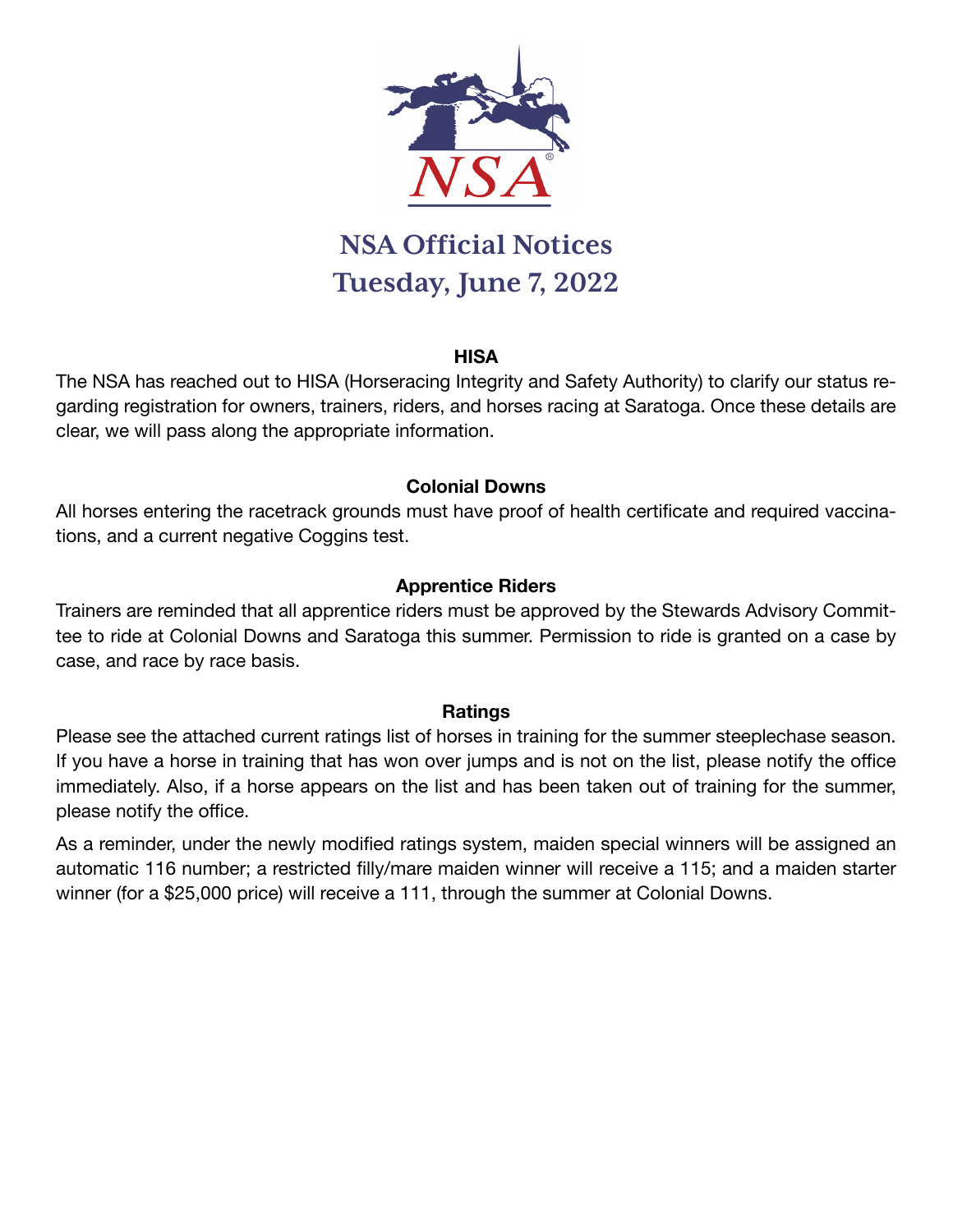# NSA Official Notices
## Tuesday, June 7, 2022

### HISA

The NSA has reached out to HISA (Horseracing Integrity and Safety Authority) to clarify our status regarding registration for owners, trainers, riders, and horses racing at Saratoga. Once these details are clear, we will pass along the appropriate information.

### Colonial Downs

All horses entering the racetrack grounds must have proof of health certificate and required vaccinations, and a current negative Coggins test.

### Apprentice Riders

Trainers are reminded that all apprentice riders must be approved by the Stewards Advisory Committee to ride at Colonial Downs and Saratoga this summer. Permission to ride is granted on a case by case, and race by race basis.

### Ratings

Please see the attached current ratings list of horses in training for the summer steeplechase season. If you have a horse in training that has won over jumps and is not on the list, please notify the office immediately. Also, if a horse appears on the list and has been taken out of training for the summer, please notify the office.

As a reminder, under the newly modified ratings system, maiden special winners will be assigned an automatic 116 number; a restricted filly/mare maiden winner will receive a 115; and a maiden starter winner (for a $25,000 price) will receive a 111, through the summer at Colonial Downs.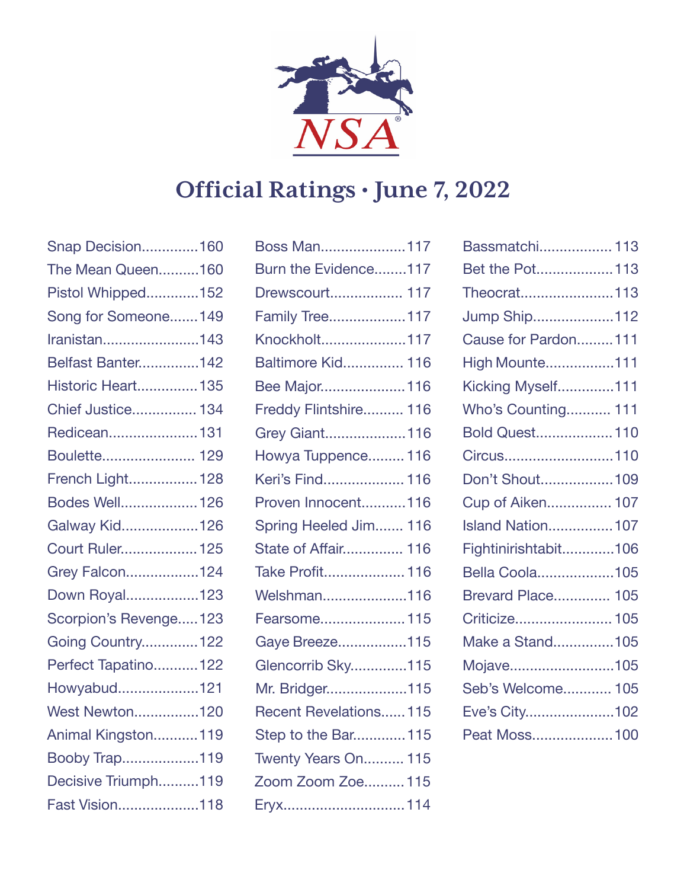NSA®

# Official Ratings • June 7, 2022

Snap Decision..............160
The Mean Queen..........160
Pistol Whipped.............152
Song for Someone.......149
Iranistan........................143
Belfast Banter...............142
Historic Heart...............135
Chief Justice................134
Redicean......................131
Boulette.......................129
French Light.................128
Bodes Well...................126
Galway Kid...................126
Court Ruler...................125
Grey Falcon..................124
Down Royal..................123
Scorpion's Revenge.....123
Going Country..............122
Perfect Tapatino...........122
Howyabud....................121
West Newton................120
Animal Kingston...........119
Booby Trap...................119
Decisive Triumph..........119
Fast Vision....................118
Boss Man.....................117
Burn the Evidence........117
Drewscourt.................. 117
Family Tree...................117
Knockholt.....................117
Baltimore Kid............... 116
Bee Major.....................116
Freddy Flintshire.......... 116
Grey Giant....................116
Howya Tuppence......... 116
Keri's Find....................116
Proven Innocent...........116
Spring Heeled Jim....... 116
State of Affair............... 116
Take Profit....................116
Welshman.....................116
Fearsome.....................115
Gaye Breeze.................115
Glencorrib Sky..............115
Mr. Bridger....................115
Recent Revelations......115
Step to the Bar.............115
Twenty Years On.......... 115
Zoom Zoom Zoe..........115
Eryx..............................114
Bassmatchi..................113
Bet the Pot...................113
Theocrat.......................113
Jump Ship....................112
Cause for Pardon.........111
High Mounte.................111
Kicking Myself..............111
Who's Counting........... 111
Bold Quest...................110
Circus...........................110
Don't Shout..................109
Cup of Aiken................ 107
Island Nation................107
Fightinirishtabit.............106
Bella Coola...................105
Brevard Place.............. 105
Criticize........................105
Make a Stand...............105
Mojave..........................105
Seb's Welcome............ 105
Eve's City......................102
Peat Moss....................100